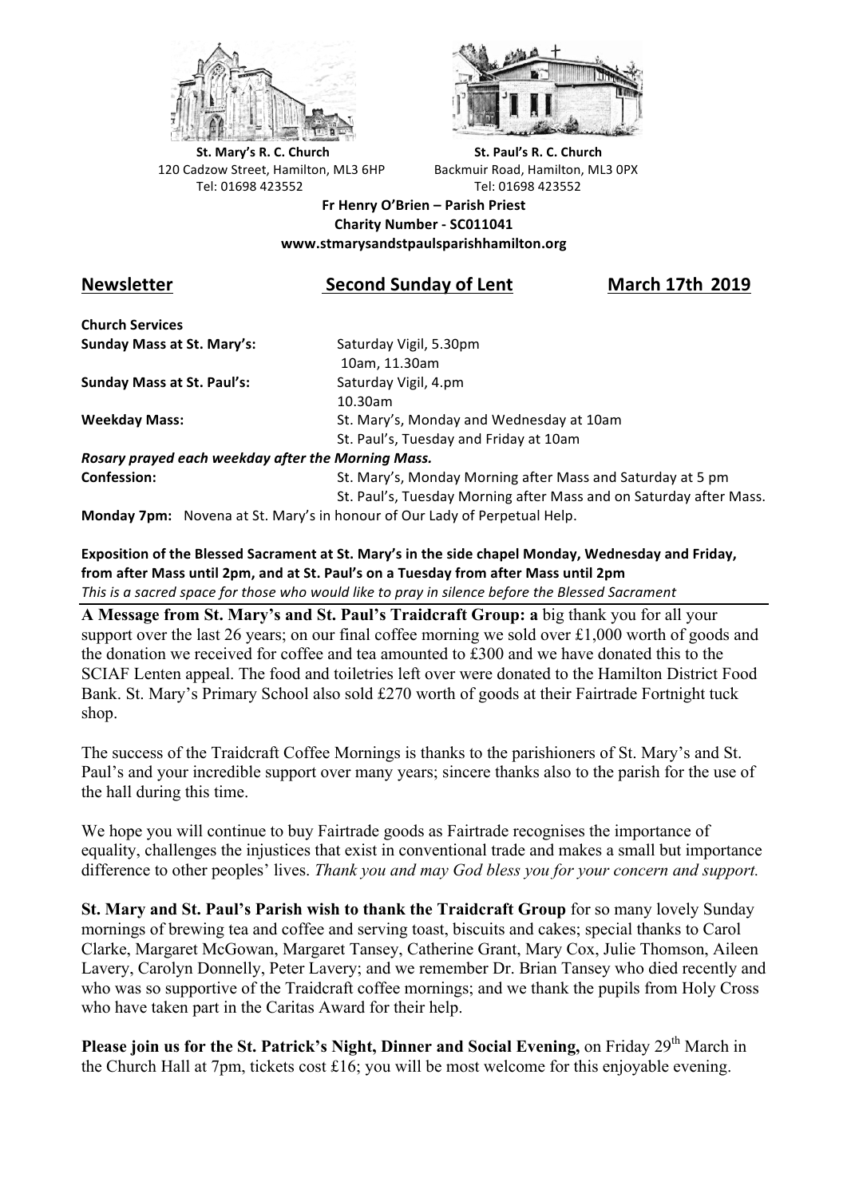**St. Mary's R. C. Church**
120 Cadzow Street, Hamilton, ML3 6HP
Tel: 01698 423552

**St. Paul's R. C. Church**
Backmuir Road, Hamilton, ML3 0PX
Tel: 01698 423552

**Fr Henry O'Brien – Parish Priest**
**Charity Number - SC011041**
**www.stmarysandstpaulsparishhamilton.org**

## Newsletter — Second Sunday of Lent — March 17th 2019

**Church Services**

| | |
|---|---|
| **Sunday Mass at St. Mary's:** | Saturday Vigil, 5.30pm<br>10am, 11.30am |
| **Sunday Mass at St. Paul's:** | Saturday Vigil, 4.pm<br>10.30am |
| **Weekday Mass:** | St. Mary's, Monday and Wednesday at 10am<br>St. Paul's, Tuesday and Friday at 10am |

***Rosary prayed each weekday after the Morning Mass.***

| | |
|---|---|
| **Confession:** | St. Mary's, Monday Morning after Mass and Saturday at 5 pm<br>St. Paul's, Tuesday Morning after Mass and on Saturday after Mass. |

**Monday 7pm:** Novena at St. Mary's in honour of Our Lady of Perpetual Help.

**Exposition of the Blessed Sacrament at St. Mary's in the side chapel Monday, Wednesday and Friday, from after Mass until 2pm, and at St. Paul's on a Tuesday from after Mass until 2pm**
*This is a sacred space for those who would like to pray in silence before the Blessed Sacrament*

**A Message from St. Mary's and St. Paul's Traidcraft Group: a** big thank you for all your support over the last 26 years; on our final coffee morning we sold over £1,000 worth of goods and the donation we received for coffee and tea amounted to £300 and we have donated this to the SCIAF Lenten appeal. The food and toiletries left over were donated to the Hamilton District Food Bank. St. Mary's Primary School also sold £270 worth of goods at their Fairtrade Fortnight tuck shop.

The success of the Traidcraft Coffee Mornings is thanks to the parishioners of St. Mary's and St. Paul's and your incredible support over many years; sincere thanks also to the parish for the use of the hall during this time.

We hope you will continue to buy Fairtrade goods as Fairtrade recognises the importance of equality, challenges the injustices that exist in conventional trade and makes a small but importance difference to other peoples' lives. *Thank you and may God bless you for your concern and support.*

**St. Mary and St. Paul's Parish wish to thank the Traidcraft Group** for so many lovely Sunday mornings of brewing tea and coffee and serving toast, biscuits and cakes; special thanks to Carol Clarke, Margaret McGowan, Margaret Tansey, Catherine Grant, Mary Cox, Julie Thomson, Aileen Lavery, Carolyn Donnelly, Peter Lavery; and we remember Dr. Brian Tansey who died recently and who was so supportive of the Traidcraft coffee mornings; and we thank the pupils from Holy Cross who have taken part in the Caritas Award for their help.

**Please join us for the St. Patrick's Night, Dinner and Social Evening,** on Friday 29th March in the Church Hall at 7pm, tickets cost £16; you will be most welcome for this enjoyable evening.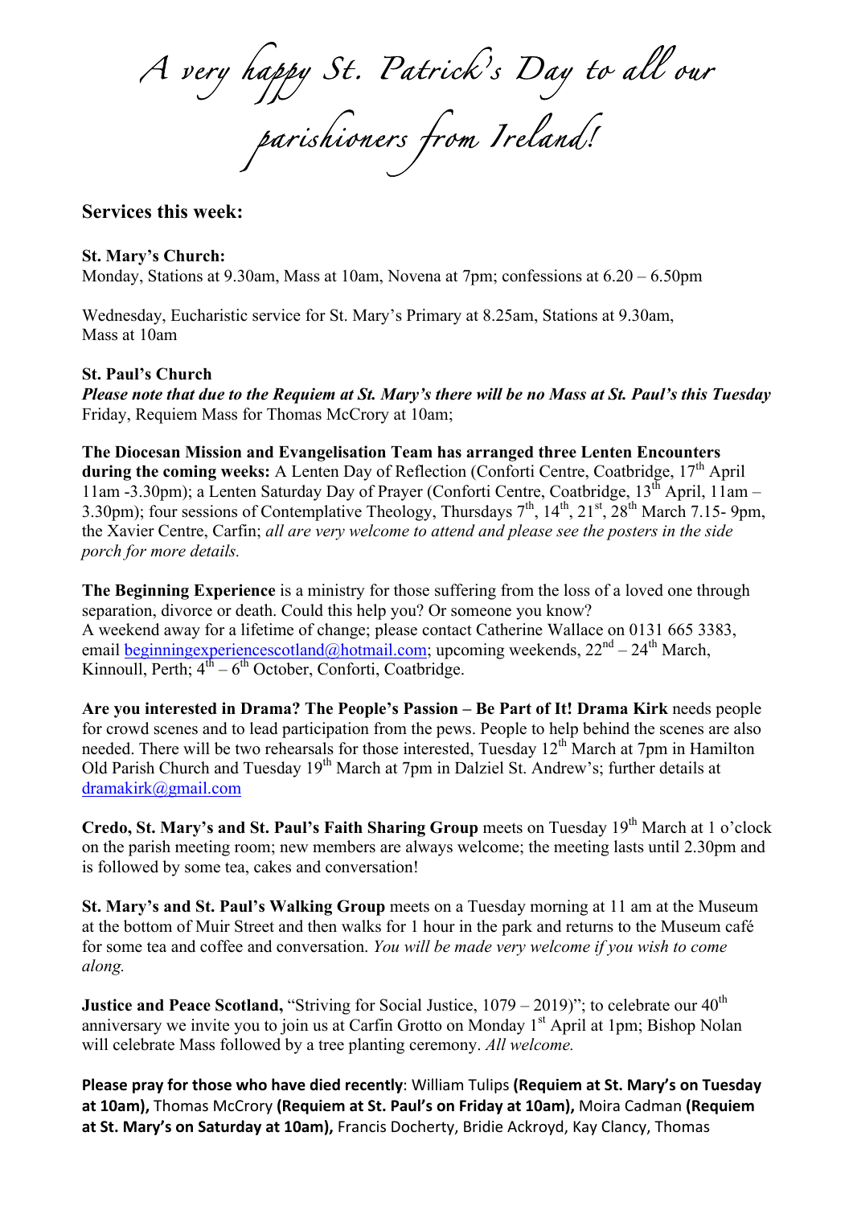*A very happy St. Patrick's Day to all our parishioners from Ireland!*

## Services this week:

**St. Mary's Church:**
Monday, Stations at 9.30am, Mass at 10am, Novena at 7pm; confessions at 6.20 – 6.50pm

Wednesday, Eucharistic service for St. Mary's Primary at 8.25am, Stations at 9.30am, Mass at 10am

**St. Paul's Church**
***Please note that due to the Requiem at St. Mary's there will be no Mass at St. Paul's this Tuesday***
Friday, Requiem Mass for Thomas McCrory at 10am;

**The Diocesan Mission and Evangelisation Team has arranged three Lenten Encounters during the coming weeks:** A Lenten Day of Reflection (Conforti Centre, Coatbridge, 17th April 11am -3.30pm); a Lenten Saturday Day of Prayer (Conforti Centre, Coatbridge, 13th April, 11am – 3.30pm); four sessions of Contemplative Theology, Thursdays 7th, 14th, 21st, 28th March 7.15- 9pm, the Xavier Centre, Carfin; *all are very welcome to attend and please see the posters in the side porch for more details.*

**The Beginning Experience** is a ministry for those suffering from the loss of a loved one through separation, divorce or death. Could this help you? Or someone you know?
A weekend away for a lifetime of change; please contact Catherine Wallace on 0131 665 3383, email beginningexperiencescotland@hotmail.com; upcoming weekends, 22nd – 24th March, Kinnoull, Perth; 4th – 6th October, Conforti, Coatbridge.

**Are you interested in Drama? The People's Passion – Be Part of It! Drama Kirk** needs people for crowd scenes and to lead participation from the pews. People to help behind the scenes are also needed. There will be two rehearsals for those interested, Tuesday 12th March at 7pm in Hamilton Old Parish Church and Tuesday 19th March at 7pm in Dalziel St. Andrew's; further details at dramakirk@gmail.com

**Credo, St. Mary's and St. Paul's Faith Sharing Group** meets on Tuesday 19th March at 1 o'clock on the parish meeting room; new members are always welcome; the meeting lasts until 2.30pm and is followed by some tea, cakes and conversation!

**St. Mary's and St. Paul's Walking Group** meets on a Tuesday morning at 11 am at the Museum at the bottom of Muir Street and then walks for 1 hour in the park and returns to the Museum café for some tea and coffee and conversation. *You will be made very welcome if you wish to come along.*

**Justice and Peace Scotland,** "Striving for Social Justice, 1079 – 2019)"; to celebrate our 40th anniversary we invite you to join us at Carfin Grotto on Monday 1st April at 1pm; Bishop Nolan will celebrate Mass followed by a tree planting ceremony. *All welcome.*

**Please pray for those who have died recently**: William Tulips **(Requiem at St. Mary's on Tuesday at 10am),** Thomas McCrory **(Requiem at St. Paul's on Friday at 10am),** Moira Cadman **(Requiem at St. Mary's on Saturday at 10am),** Francis Docherty, Bridie Ackroyd, Kay Clancy, Thomas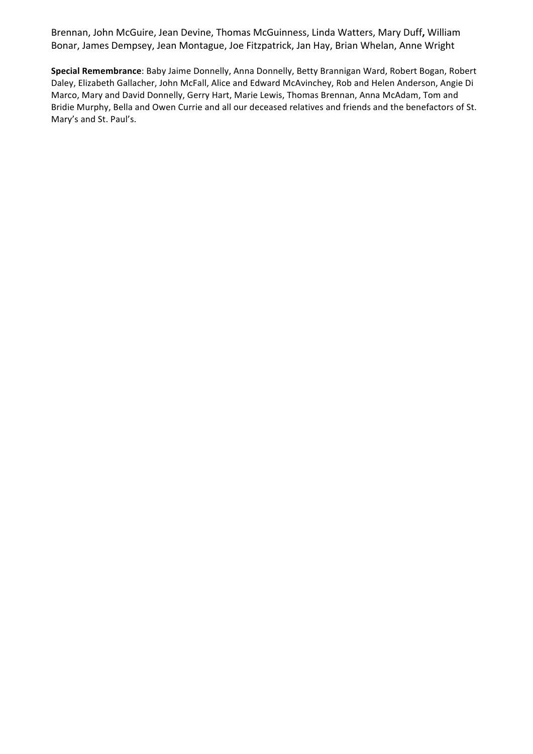Brennan, John McGuire, Jean Devine, Thomas McGuinness, Linda Watters, Mary Duff**,** William Bonar, James Dempsey, Jean Montague, Joe Fitzpatrick, Jan Hay, Brian Whelan, Anne Wright

**Special Remembrance**: Baby Jaime Donnelly, Anna Donnelly, Betty Brannigan Ward, Robert Bogan, Robert Daley, Elizabeth Gallacher, John McFall, Alice and Edward McAvinchey, Rob and Helen Anderson, Angie Di Marco, Mary and David Donnelly, Gerry Hart, Marie Lewis, Thomas Brennan, Anna McAdam, Tom and Bridie Murphy, Bella and Owen Currie and all our deceased relatives and friends and the benefactors of St. Mary's and St. Paul's.